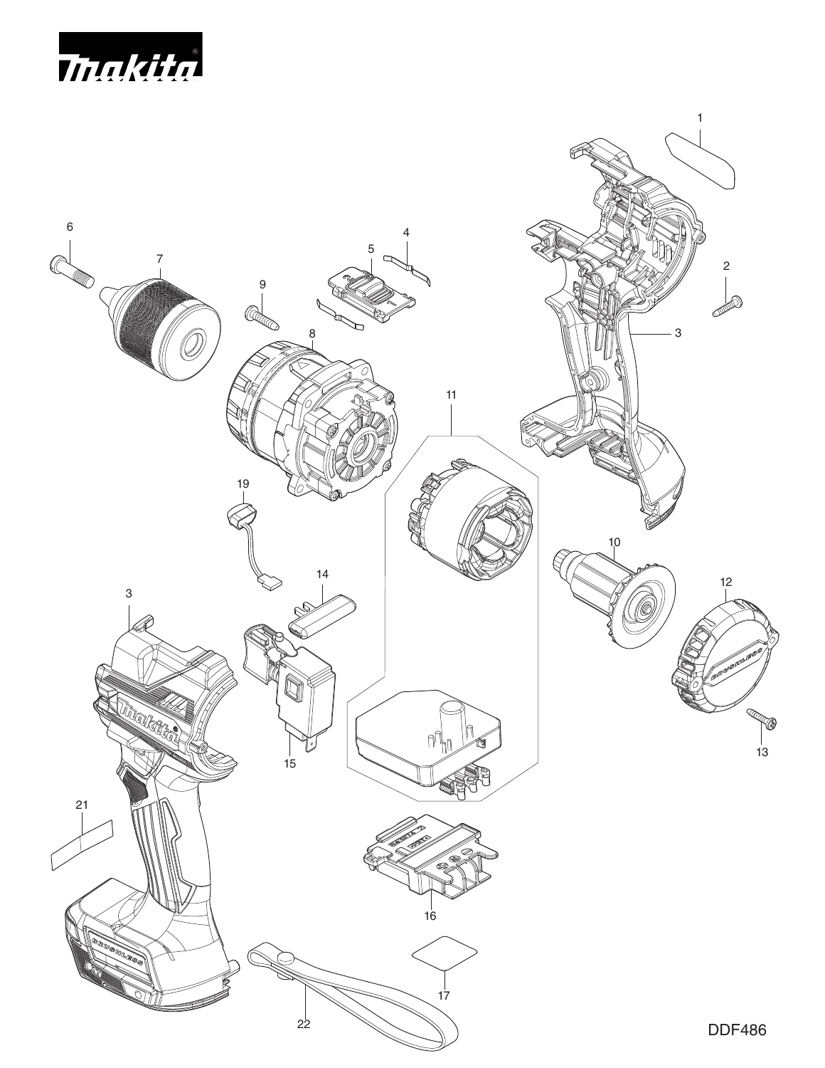makita

1

6

7

9

5

4

2

3

8

11

19

10

12

3

14

13

15

21

16

22

17

DDF486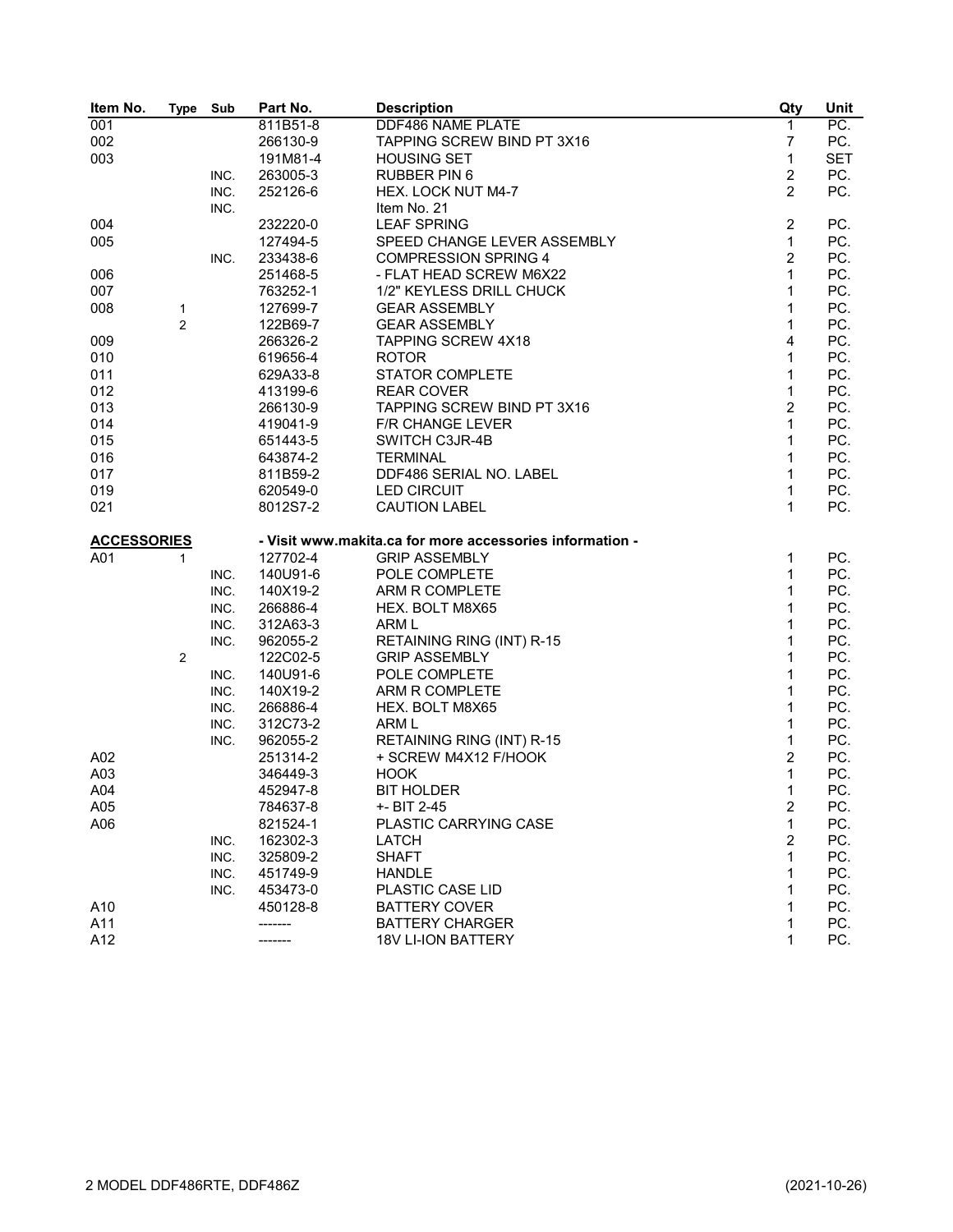| Item No. | Type | Sub | Part No. | Description | Qty | Unit |
|---|---|---|---|---|---|---|
| 001 | | | 811B51-8 | DDF486 NAME PLATE | 1 | PC. |
| 002 | | | 266130-9 | TAPPING SCREW BIND PT 3X16 | 7 | PC. |
| 003 | | | 191M81-4 | HOUSING SET | 1 | SET |
| | | INC. | 263005-3 | RUBBER PIN 6 | 2 | PC. |
| | | INC. | 252126-6 | HEX. LOCK NUT M4-7 | 2 | PC. |
| | | INC. | | Item No. 21 | | |
| 004 | | | 232220-0 | LEAF SPRING | 2 | PC. |
| 005 | | | 127494-5 | SPEED CHANGE LEVER ASSEMBLY | 1 | PC. |
| | | INC. | 233438-6 | COMPRESSION SPRING 4 | 2 | PC. |
| 006 | | | 251468-5 | - FLAT HEAD SCREW M6X22 | 1 | PC. |
| 007 | | | 763252-1 | 1/2" KEYLESS DRILL CHUCK | 1 | PC. |
| 008 | 1 | | 127699-7 | GEAR ASSEMBLY | 1 | PC. |
| | 2 | | 122B69-7 | GEAR ASSEMBLY | 1 | PC. |
| 009 | | | 266326-2 | TAPPING SCREW 4X18 | 4 | PC. |
| 010 | | | 619656-4 | ROTOR | 1 | PC. |
| 011 | | | 629A33-8 | STATOR COMPLETE | 1 | PC. |
| 012 | | | 413199-6 | REAR COVER | 1 | PC. |
| 013 | | | 266130-9 | TAPPING SCREW BIND PT 3X16 | 2 | PC. |
| 014 | | | 419041-9 | F/R CHANGE LEVER | 1 | PC. |
| 015 | | | 651443-5 | SWITCH C3JR-4B | 1 | PC. |
| 016 | | | 643874-2 | TERMINAL | 1 | PC. |
| 017 | | | 811B59-2 | DDF486 SERIAL NO. LABEL | 1 | PC. |
| 019 | | | 620549-0 | LED CIRCUIT | 1 | PC. |
| 021 | | | 8012S7-2 | CAUTION LABEL | 1 | PC. |
| **ACCESSORIES** | | | | - Visit www.makita.ca for more accessories information - | | |
| A01 | 1 | | 127702-4 | GRIP ASSEMBLY | 1 | PC. |
| | | INC. | 140U91-6 | POLE COMPLETE | 1 | PC. |
| | | INC. | 140X19-2 | ARM R COMPLETE | 1 | PC. |
| | | INC. | 266886-4 | HEX. BOLT M8X65 | 1 | PC. |
| | | INC. | 312A63-3 | ARM L | 1 | PC. |
| | | INC. | 962055-2 | RETAINING RING (INT) R-15 | 1 | PC. |
| | 2 | | 122C02-5 | GRIP ASSEMBLY | 1 | PC. |
| | | INC. | 140U91-6 | POLE COMPLETE | 1 | PC. |
| | | INC. | 140X19-2 | ARM R COMPLETE | 1 | PC. |
| | | INC. | 266886-4 | HEX. BOLT M8X65 | 1 | PC. |
| | | INC. | 312C73-2 | ARM L | 1 | PC. |
| | | INC. | 962055-2 | RETAINING RING (INT) R-15 | 1 | PC. |
| A02 | | | 251314-2 | + SCREW M4X12 F/HOOK | 2 | PC. |
| A03 | | | 346449-3 | HOOK | 1 | PC. |
| A04 | | | 452947-8 | BIT HOLDER | 1 | PC. |
| A05 | | | 784637-8 | +- BIT 2-45 | 2 | PC. |
| A06 | | | 821524-1 | PLASTIC CARRYING CASE | 1 | PC. |
| | | INC. | 162302-3 | LATCH | 2 | PC. |
| | | INC. | 325809-2 | SHAFT | 1 | PC. |
| | | INC. | 451749-9 | HANDLE | 1 | PC. |
| | | INC. | 453473-0 | PLASTIC CASE LID | 1 | PC. |
| A10 | | | 450128-8 | BATTERY COVER | 1 | PC. |
| A11 | | | ------- | BATTERY CHARGER | 1 | PC. |
| A12 | | | ------- | 18V LI-ION BATTERY | 1 | PC. |

MODEL DDF486RTE, DDF486Z (2021-10-26)